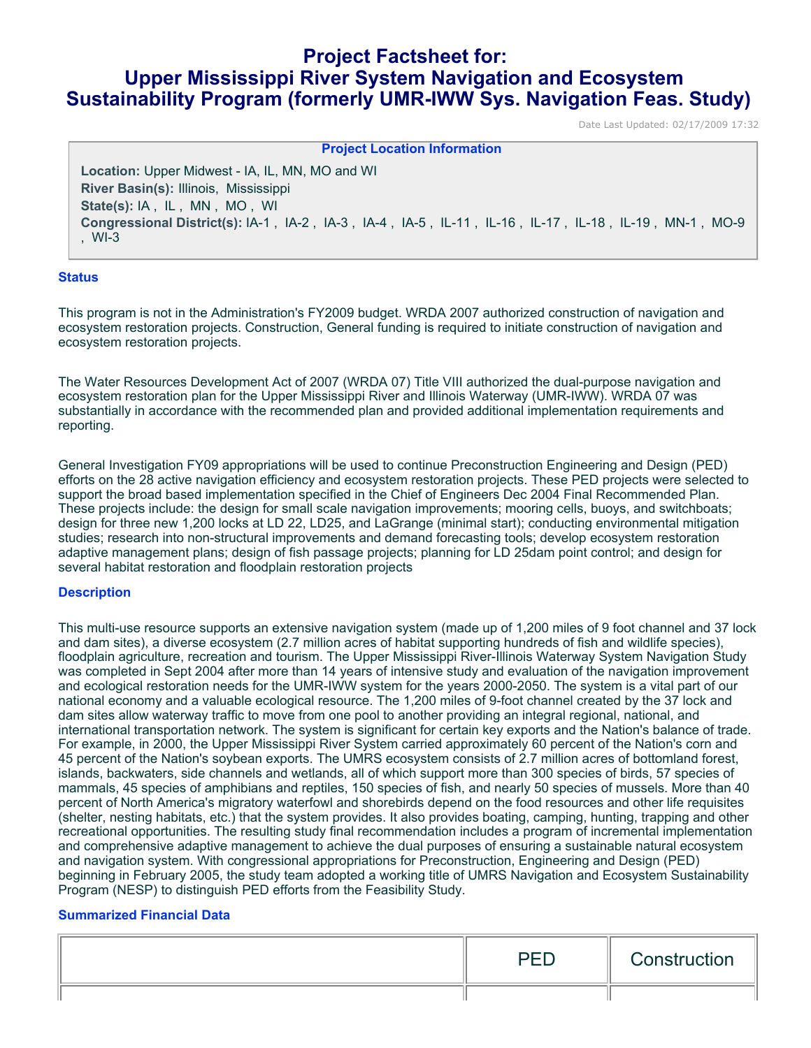# Project Factsheet for: Upper Mississippi River System Navigation and Ecosystem Sustainability Program (formerly UMR-IWW Sys. Navigation Feas. Study)

Date Last Updated: 02/17/2009 17:32

**Project Location Information**

**Location:** Upper Midwest - IA, IL, MN, MO and WI
**River Basin(s):** Illinois, Mississippi
**State(s):** IA , IL , MN , MO , WI
**Congressional District(s):** IA-1 , IA-2 , IA-3 , IA-4 , IA-5 , IL-11 , IL-16 , IL-17 , IL-18 , IL-19 , MN-1 , MO-9 , WI-3

## Status

This program is not in the Administration's FY2009 budget. WRDA 2007 authorized construction of navigation and ecosystem restoration projects. Construction, General funding is required to initiate construction of navigation and ecosystem restoration projects.

The Water Resources Development Act of 2007 (WRDA 07) Title VIII authorized the dual-purpose navigation and ecosystem restoration plan for the Upper Mississippi River and Illinois Waterway (UMR-IWW). WRDA 07 was substantially in accordance with the recommended plan and provided additional implementation requirements and reporting.

General Investigation FY09 appropriations will be used to continue Preconstruction Engineering and Design (PED) efforts on the 28 active navigation efficiency and ecosystem restoration projects. These PED projects were selected to support the broad based implementation specified in the Chief of Engineers Dec 2004 Final Recommended Plan. These projects include: the design for small scale navigation improvements; mooring cells, buoys, and switchboats; design for three new 1,200 locks at LD 22, LD25, and LaGrange (minimal start); conducting environmental mitigation studies; research into non-structural improvements and demand forecasting tools; develop ecosystem restoration adaptive management plans; design of fish passage projects; planning for LD 25dam point control; and design for several habitat restoration and floodplain restoration projects

## Description

This multi-use resource supports an extensive navigation system (made up of 1,200 miles of 9 foot channel and 37 lock and dam sites), a diverse ecosystem (2.7 million acres of habitat supporting hundreds of fish and wildlife species), floodplain agriculture, recreation and tourism. The Upper Mississippi River-Illinois Waterway System Navigation Study was completed in Sept 2004 after more than 14 years of intensive study and evaluation of the navigation improvement and ecological restoration needs for the UMR-IWW system for the years 2000-2050. The system is a vital part of our national economy and a valuable ecological resource. The 1,200 miles of 9-foot channel created by the 37 lock and dam sites allow waterway traffic to move from one pool to another providing an integral regional, national, and international transportation network. The system is significant for certain key exports and the Nation's balance of trade. For example, in 2000, the Upper Mississippi River System carried approximately 60 percent of the Nation's corn and 45 percent of the Nation's soybean exports. The UMRS ecosystem consists of 2.7 million acres of bottomland forest, islands, backwaters, side channels and wetlands, all of which support more than 300 species of birds, 57 species of mammals, 45 species of amphibians and reptiles, 150 species of fish, and nearly 50 species of mussels. More than 40 percent of North America's migratory waterfowl and shorebirds depend on the food resources and other life requisites (shelter, nesting habitats, etc.) that the system provides. It also provides boating, camping, hunting, trapping and other recreational opportunities. The resulting study final recommendation includes a program of incremental implementation and comprehensive adaptive management to achieve the dual purposes of ensuring a sustainable natural ecosystem and navigation system. With congressional appropriations for Preconstruction, Engineering and Design (PED) beginning in February 2005, the study team adopted a working title of UMRS Navigation and Ecosystem Sustainability Program (NESP) to distinguish PED efforts from the Feasibility Study.

## Summarized Financial Data

| | PED | Construction |
|---|---|---|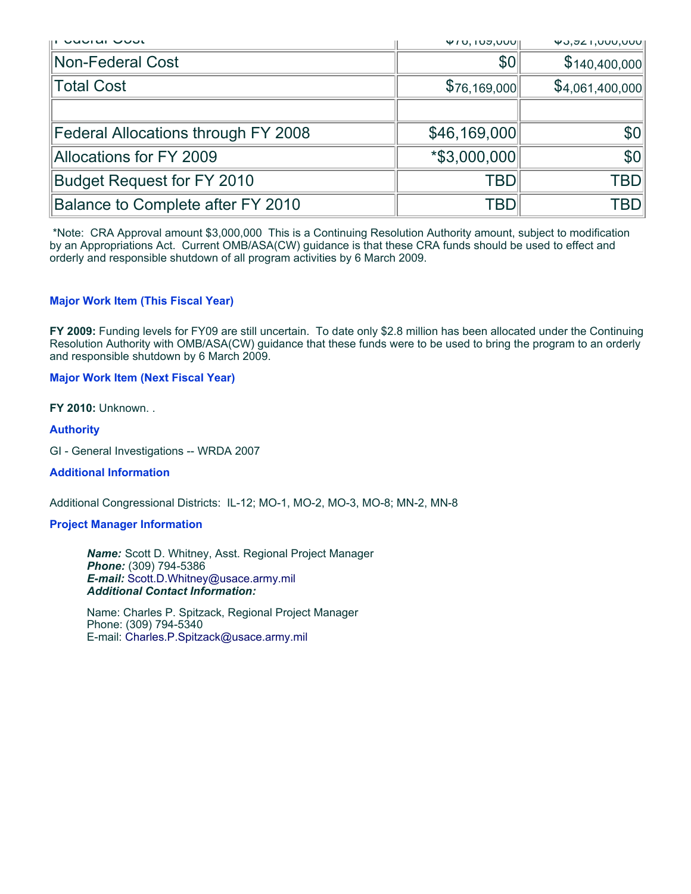| | | |
|---|---|---|
| Federal Cost | $76,169,000 | $3,921,000,000 |
| Non-Federal Cost | $0 | $140,400,000 |
| Total Cost | $76,169,000 | $4,061,400,000 |
| | | |
| Federal Allocations through FY 2008 | $46,169,000 | $0 |
| Allocations for FY 2009 | *$3,000,000 | $0 |
| Budget Request for FY 2010 | TBD | TBD |
| Balance to Complete after FY 2010 | TBD | TBD |

*Note: CRA Approval amount $3,000,000 This is a Continuing Resolution Authority amount, subject to modification by an Appropriations Act. Current OMB/ASA(CW) guidance is that these CRA funds should be used to effect and orderly and responsible shutdown of all program activities by 6 March 2009.

### Major Work Item (This Fiscal Year)

**FY 2009:** Funding levels for FY09 are still uncertain. To date only $2.8 million has been allocated under the Continuing Resolution Authority with OMB/ASA(CW) guidance that these funds were to be used to bring the program to an orderly and responsible shutdown by 6 March 2009.

### Major Work Item (Next Fiscal Year)

**FY 2010:** Unknown. .

### Authority

GI - General Investigations -- WRDA 2007

### Additional Information

Additional Congressional Districts: IL-12; MO-1, MO-2, MO-3, MO-8; MN-2, MN-8

### Project Manager Information

***Name:*** Scott D. Whitney, Asst. Regional Project Manager
***Phone:*** (309) 794-5386
***E-mail:*** Scott.D.Whitney@usace.army.mil
***Additional Contact Information:***

Name: Charles P. Spitzack, Regional Project Manager
Phone: (309) 794-5340
E-mail: Charles.P.Spitzack@usace.army.mil